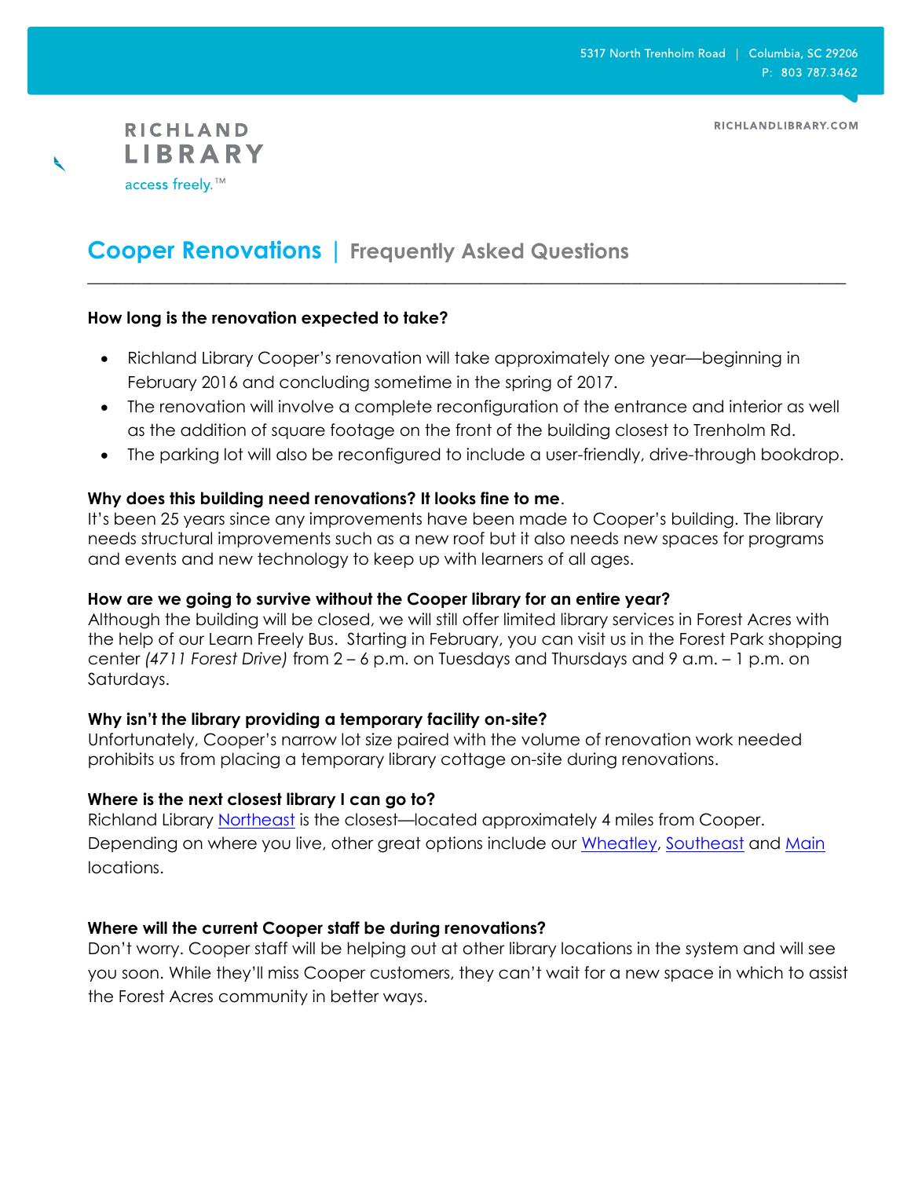5317 North Trenholm Road | Columbia, SC 29206
P: 803 787.3462

RICHLANDLIBRARY.COM

RICHLAND LIBRARY
access freely.™

# Cooper Renovations | Frequently Asked Questions

**How long is the renovation expected to take?**

- Richland Library Cooper's renovation will take approximately one year—beginning in February 2016 and concluding sometime in the spring of 2017.
- The renovation will involve a complete reconfiguration of the entrance and interior as well as the addition of square footage on the front of the building closest to Trenholm Rd.
- The parking lot will also be reconfigured to include a user-friendly, drive-through bookdrop.

**Why does this building need renovations? It looks fine to me**.
It's been 25 years since any improvements have been made to Cooper's building. The library needs structural improvements such as a new roof but it also needs new spaces for programs and events and new technology to keep up with learners of all ages.

**How are we going to survive without the Cooper library for an entire year?**
Although the building will be closed, we will still offer limited library services in Forest Acres with the help of our Learn Freely Bus. Starting in February, you can visit us in the Forest Park shopping center *(4711 Forest Drive)* from 2 – 6 p.m. on Tuesdays and Thursdays and 9 a.m. – 1 p.m. on Saturdays.

**Why isn't the library providing a temporary facility on-site?**
Unfortunately, Cooper's narrow lot size paired with the volume of renovation work needed prohibits us from placing a temporary library cottage on-site during renovations.

**Where is the next closest library I can go to?**
Richland Library Northeast is the closest—located approximately 4 miles from Cooper. Depending on where you live, other great options include our Wheatley, Southeast and Main locations.

**Where will the current Cooper staff be during renovations?**
Don't worry. Cooper staff will be helping out at other library locations in the system and will see you soon. While they'll miss Cooper customers, they can't wait for a new space in which to assist the Forest Acres community in better ways.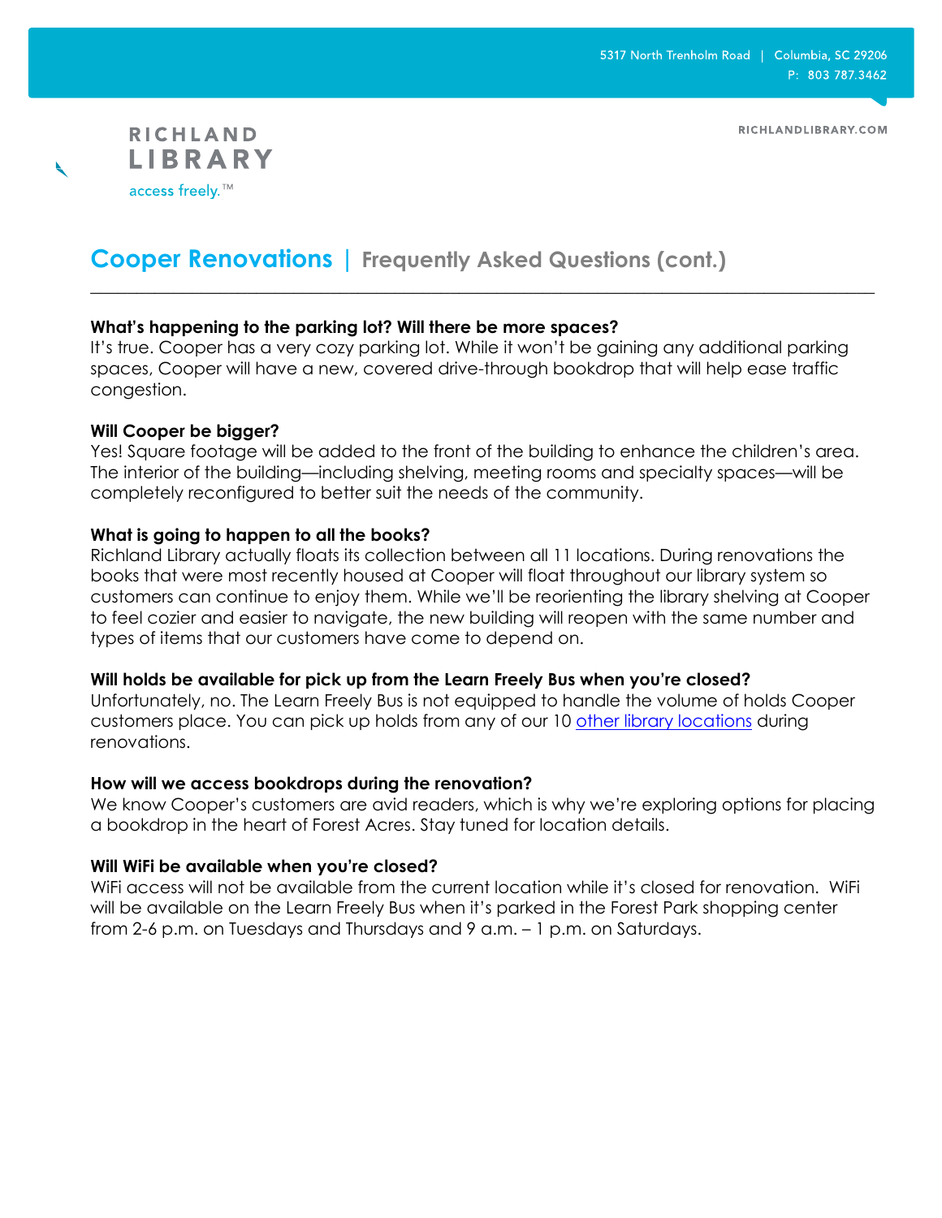5317 North Trenholm Road | Columbia, SC 29206
P: 803 787.3462

RICHLANDLIBRARY.COM

RICHLAND
LIBRARY
access freely.™

# Cooper Renovations | Frequently Asked Questions (cont.)

**What's happening to the parking lot? Will there be more spaces?**
It's true. Cooper has a very cozy parking lot. While it won't be gaining any additional parking spaces, Cooper will have a new, covered drive-through bookdrop that will help ease traffic congestion.

**Will Cooper be bigger?**
Yes! Square footage will be added to the front of the building to enhance the children's area. The interior of the building—including shelving, meeting rooms and specialty spaces—will be completely reconfigured to better suit the needs of the community.

**What is going to happen to all the books?**
Richland Library actually floats its collection between all 11 locations. During renovations the books that were most recently housed at Cooper will float throughout our library system so customers can continue to enjoy them. While we'll be reorienting the library shelving at Cooper to feel cozier and easier to navigate, the new building will reopen with the same number and types of items that our customers have come to depend on.

**Will holds be available for pick up from the Learn Freely Bus when you're closed?**
Unfortunately, no. The Learn Freely Bus is not equipped to handle the volume of holds Cooper customers place. You can pick up holds from any of our 10 other library locations during renovations.

**How will we access bookdrops during the renovation?**
We know Cooper's customers are avid readers, which is why we're exploring options for placing a bookdrop in the heart of Forest Acres. Stay tuned for location details.

**Will WiFi be available when you're closed?**
WiFi access will not be available from the current location while it's closed for renovation. WiFi will be available on the Learn Freely Bus when it's parked in the Forest Park shopping center from 2-6 p.m. on Tuesdays and Thursdays and 9 a.m. – 1 p.m. on Saturdays.